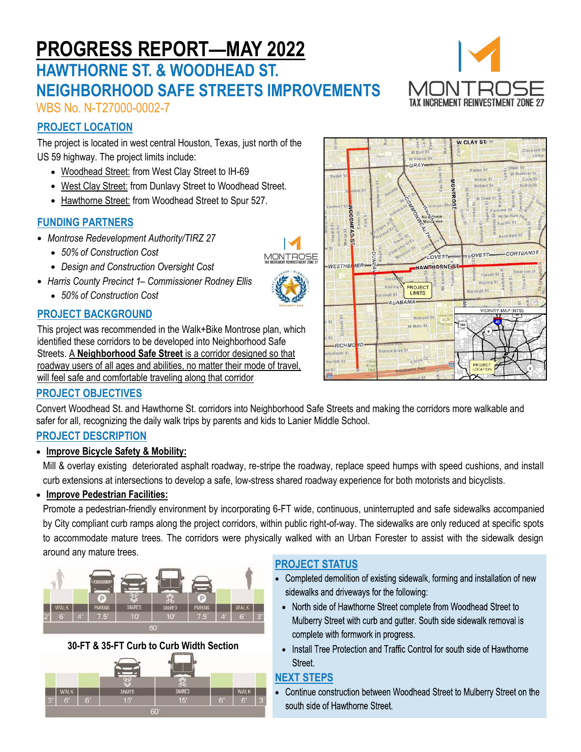# PROGRESS REPORT—MAY 2022

## HAWTHORNE ST. & WOODHEAD ST. NEIGHBORHOOD SAFE STREETS IMPROVEMENTS

WBS No. N-T27000-0002-7

### PROJECT LOCATION

The project is located in west central Houston, Texas, just north of the US 59 highway. The project limits include:

- Woodhead Street: from West Clay Street to IH-69
- West Clay Street: from Dunlavy Street to Woodhead Street.
- Hawthorne Street: from Woodhead Street to Spur 527.

### FUNDING PARTNERS

- *Montrose Redevelopment Authority/TIRZ 27*
  - *50% of Construction Cost*
  - *Design and Construction Oversight Cost*
- *Harris County Precinct 1– Commissioner Rodney Ellis*
  - *50% of Construction Cost*

### PROJECT BACKGROUND

This project was recommended in the Walk+Bike Montrose plan, which identified these corridors to be developed into Neighborhood Safe Streets. A **Neighborhood Safe Street** is a corridor designed so that roadway users of all ages and abilities, no matter their mode of travel, will feel safe and comfortable traveling along that corridor

### PROJECT OBJECTIVES

Convert Woodhead St. and Hawthorne St. corridors into Neighborhood Safe Streets and making the corridors more walkable and safer for all, recognizing the daily walk trips by parents and kids to Lanier Middle School.

### PROJECT DESCRIPTION

- **Improve Bicycle Safety & Mobility:**

  Mill & overlay existing deteriorated asphalt roadway, re-stripe the roadway, replace speed humps with speed cushions, and install curb extensions at intersections to develop a safe, low-stress shared roadway experience for both motorists and bicyclists.

- **Improve Pedestrian Facilities:**

  Promote a pedestrian-friendly environment by incorporating 6-FT wide, continuous, uninterrupted and safe sidewalks accompanied by City compliant curb ramps along the project corridors, within public right-of-way. The sidewalks are only reduced at specific spots to accommodate mature trees. The corridors were physically walked with an Urban Forester to assist with the sidewalk design around any mature trees.

**30-FT & 35-FT Curb to Curb Width Section**

### PROJECT STATUS

- Completed demolition of existing sidewalk, forming and installation of new sidewalks and driveways for the following:
  - North side of Hawthorne Street complete from Woodhead Street to Mulberry Street with curb and gutter. South side sidewalk removal is complete with formwork in progress.
  - Install Tree Protection and Traffic Control for south side of Hawthorne Street.

### NEXT STEPS

- Continue construction between Woodhead Street to Mulberry Street on the south side of Hawthorne Street.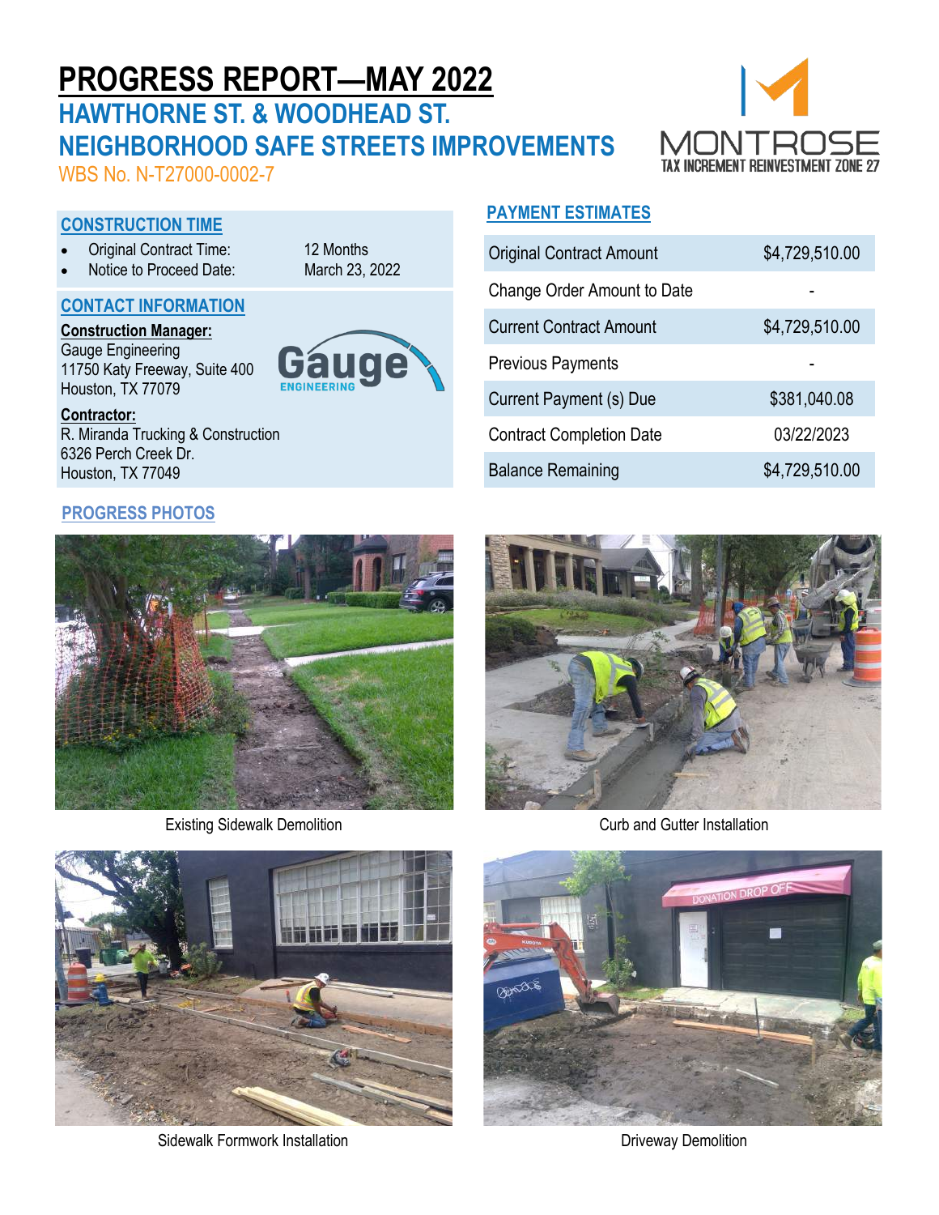# PROGRESS REPORT—MAY 2022

## HAWTHORNE ST. & WOODHEAD ST. NEIGHBORHOOD SAFE STREETS IMPROVEMENTS

WBS No. N-T27000-0002-7

MONTROSE
TAX INCREMENT REINVESTMENT ZONE 27

### CONSTRUCTION TIME

- Original Contract Time: 12 Months
- Notice to Proceed Date: March 23, 2022

### CONTACT INFORMATION

**Construction Manager:**
Gauge Engineering
11750 Katy Freeway, Suite 400
Houston, TX 77079

**Contractor:**
R. Miranda Trucking & Construction
6326 Perch Creek Dr.
Houston, TX 77049

### PAYMENT ESTIMATES

| | |
|---|---|
| Original Contract Amount | $4,729,510.00 |
| Change Order Amount to Date | - |
| Current Contract Amount | $4,729,510.00 |
| Previous Payments | - |
| Current Payment (s) Due | $381,040.08 |
| Contract Completion Date | 03/22/2023 |
| Balance Remaining | $4,729,510.00 |

### PROGRESS PHOTOS

Existing Sidewalk Demolition

Curb and Gutter Installation

Sidewalk Formwork Installation

Driveway Demolition